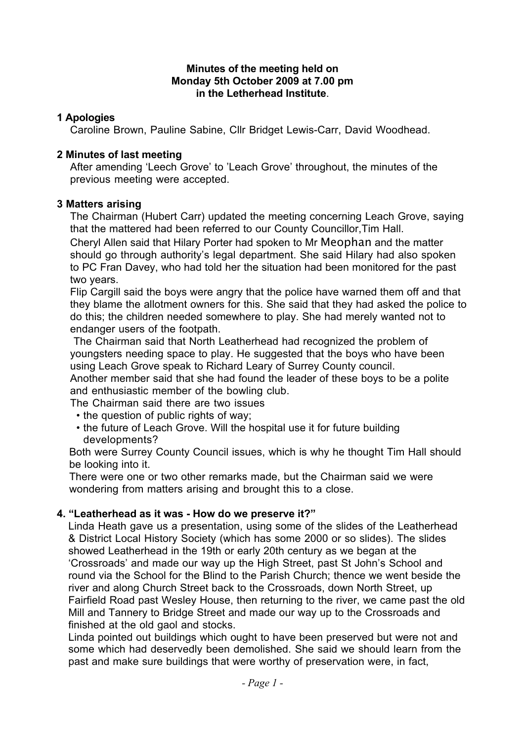**Minutes of the meeting held on**
**Monday 5th October 2009 at 7.00 pm**
**in the Letherhead Institute**.

**1 Apologies**

Caroline Brown, Pauline Sabine, Cllr Bridget Lewis-Carr, David Woodhead.

**2 Minutes of last meeting**

After amending 'Leech Grove' to 'Leach Grove' throughout, the minutes of the previous meeting were accepted.

**3 Matters arising**

The Chairman (Hubert Carr) updated the meeting concerning Leach Grove, saying that the mattered had been referred to our County Councillor,Tim Hall.

Cheryl Allen said that Hilary Porter had spoken to Mr Meophan and the matter should go through authority's legal department. She said Hilary had also spoken to PC Fran Davey, who had told her the situation had been monitored for the past two years.

Flip Cargill said the boys were angry that the police have warned them off and that they blame the allotment owners for this. She said that they had asked the police to do this; the children needed somewhere to play. She had merely wanted not to endanger users of the footpath.

The Chairman said that North Leatherhead had recognized the problem of youngsters needing space to play. He suggested that the boys who have been using Leach Grove speak to Richard Leary of Surrey County council.

Another member said that she had found the leader of these boys to be a polite and enthusiastic member of the bowling club.

The Chairman said there are two issues

- the question of public rights of way;
- the future of Leach Grove. Will the hospital use it for future building developments?

Both were Surrey County Council issues, which is why he thought Tim Hall should be looking into it.

There were one or two other remarks made, but the Chairman said we were wondering from matters arising and brought this to a close.

**4. "Leatherhead as it was - How do we preserve it?"**

Linda Heath gave us a presentation, using some of the slides of the Leatherhead & District Local History Society (which has some 2000 or so slides). The slides showed Leatherhead in the 19th or early 20th century as we began at the 'Crossroads' and made our way up the High Street, past St John's School and round via the School for the Blind to the Parish Church; thence we went beside the river and along Church Street back to the Crossroads, down North Street, up Fairfield Road past Wesley House, then returning to the river, we came past the old Mill and Tannery to Bridge Street and made our way up to the Crossroads and finished at the old gaol and stocks.

Linda pointed out buildings which ought to have been preserved but were not and some which had deservedly been demolished. She said we should learn from the past and make sure buildings that were worthy of preservation were, in fact,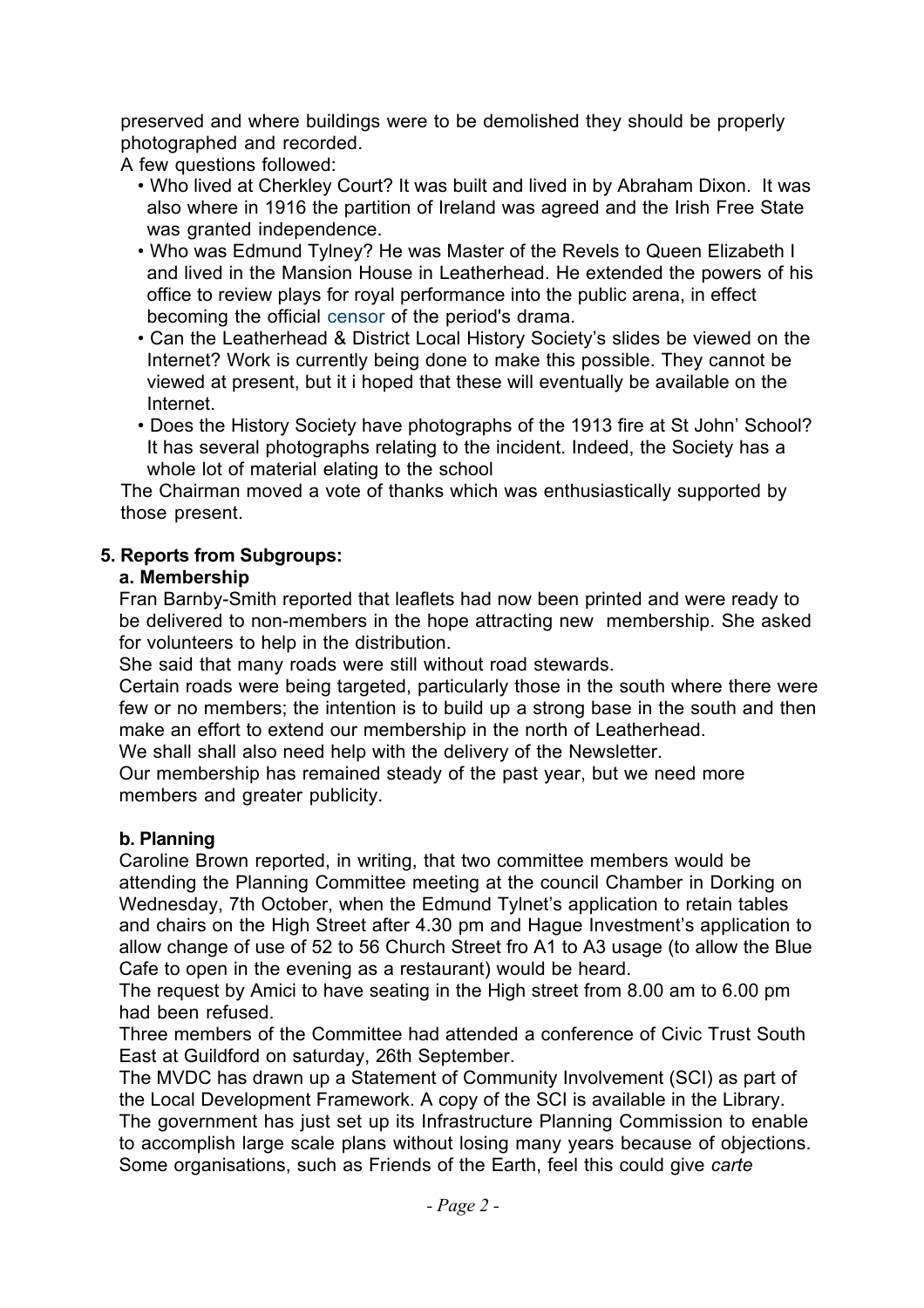preserved and where buildings were to be demolished they should be properly photographed and recorded.

A few questions followed:

- Who lived at Cherkley Court? It was built and lived in by Abraham Dixon. It was also where in 1916 the partition of Ireland was agreed and the Irish Free State was granted independence.
- Who was Edmund Tylney? He was Master of the Revels to Queen Elizabeth I and lived in the Mansion House in Leatherhead. He extended the powers of his office to review plays for royal performance into the public arena, in effect becoming the official censor of the period's drama.
- Can the Leatherhead & District Local History Society's slides be viewed on the Internet? Work is currently being done to make this possible. They cannot be viewed at present, but it i hoped that these will eventually be available on the Internet.
- Does the History Society have photographs of the 1913 fire at St John' School? It has several photographs relating to the incident. Indeed, the Society has a whole lot of material elating to the school

The Chairman moved a vote of thanks which was enthusiastically supported by those present.

## 5. Reports from Subgroups:

### a. Membership

Fran Barnby-Smith reported that leaflets had now been printed and were ready to be delivered to non-members in the hope attracting new membership. She asked for volunteers to help in the distribution.

She said that many roads were still without road stewards.

Certain roads were being targeted, particularly those in the south where there were few or no members; the intention is to build up a strong base in the south and then make an effort to extend our membership in the north of Leatherhead.

We shall shall also need help with the delivery of the Newsletter.

Our membership has remained steady of the past year, but we need more members and greater publicity.

### b. Planning

Caroline Brown reported, in writing, that two committee members would be attending the Planning Committee meeting at the council Chamber in Dorking on Wednesday, 7th October, when the Edmund Tylnet's application to retain tables and chairs on the High Street after 4.30 pm and Hague Investment's application to allow change of use of 52 to 56 Church Street fro A1 to A3 usage (to allow the Blue Cafe to open in the evening as a restaurant) would be heard.

The request by Amici to have seating in the High street from 8.00 am to 6.00 pm had been refused.

Three members of the Committee had attended a conference of Civic Trust South East at Guildford on saturday, 26th September.

The MVDC has drawn up a Statement of Community Involvement (SCI) as part of the Local Development Framework. A copy of the SCI is available in the Library.

The government has just set up its Infrastructure Planning Commission to enable to accomplish large scale plans without losing many years because of objections. Some organisations, such as Friends of the Earth, feel this could give *carte*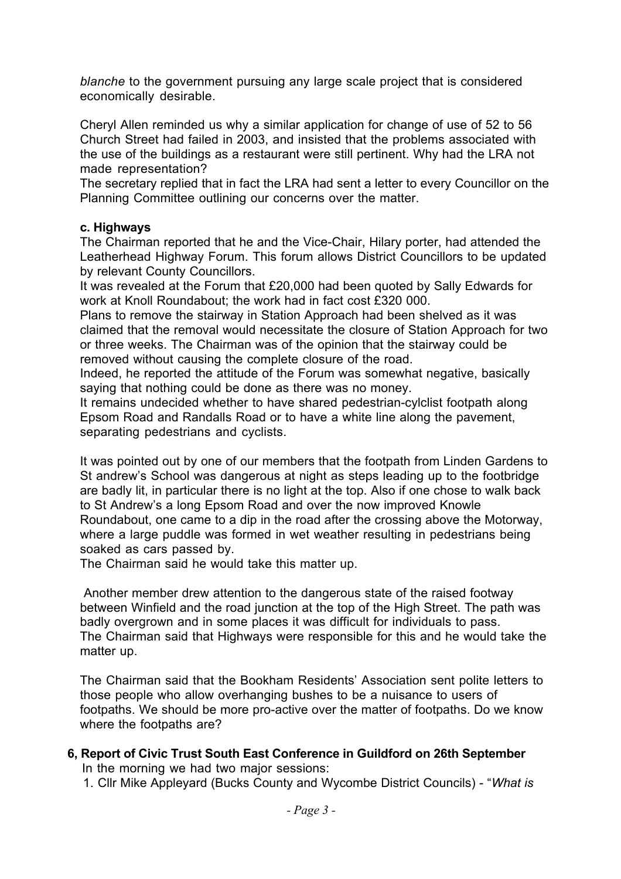*blanche* to the government pursuing any large scale project that is considered economically desirable.

Cheryl Allen reminded us why a similar application for change of use of 52 to 56 Church Street had failed in 2003, and insisted that the problems associated with the use of the buildings as a restaurant were still pertinent. Why had the LRA not made representation?
The secretary replied that in fact the LRA had sent a letter to every Councillor on the Planning Committee outlining our concerns over the matter.

**c. Highways**
The Chairman reported that he and the Vice-Chair, Hilary porter, had attended the Leatherhead Highway Forum. This forum allows District Councillors to be updated by relevant County Councillors.
It was revealed at the Forum that £20,000 had been quoted by Sally Edwards for work at Knoll Roundabout; the work had in fact cost £320 000.
Plans to remove the stairway in Station Approach had been shelved as it was claimed that the removal would necessitate the closure of Station Approach for two or three weeks. The Chairman was of the opinion that the stairway could be removed without causing the complete closure of the road.
Indeed, he reported the attitude of the Forum was somewhat negative, basically saying that nothing could be done as there was no money.
It remains undecided whether to have shared pedestrian-cylclist footpath along Epsom Road and Randalls Road or to have a white line along the pavement, separating pedestrians and cyclists.

It was pointed out by one of our members that the footpath from Linden Gardens to St andrew's School was dangerous at night as steps leading up to the footbridge are badly lit, in particular there is no light at the top. Also if one chose to walk back to St Andrew's a long Epsom Road and over the now improved Knowle Roundabout, one came to a dip in the road after the crossing above the Motorway, where a large puddle was formed in wet weather resulting in pedestrians being soaked as cars passed by.
The Chairman said he would take this matter up.

Another member drew attention to the dangerous state of the raised footway between Winfield and the road junction at the top of the High Street. The path was badly overgrown and in some places it was difficult for individuals to pass.
The Chairman said that Highways were responsible for this and he would take the matter up.

The Chairman said that the Bookham Residents' Association sent polite letters to those people who allow overhanging bushes to be a nuisance to users of footpaths. We should be more pro-active over the matter of footpaths. Do we know where the footpaths are?

**6, Report of Civic Trust South East Conference in Guildford on 26th September**
In the morning we had two major sessions:
1. Cllr Mike Appleyard (Bucks County and Wycombe District Councils) - "*What is*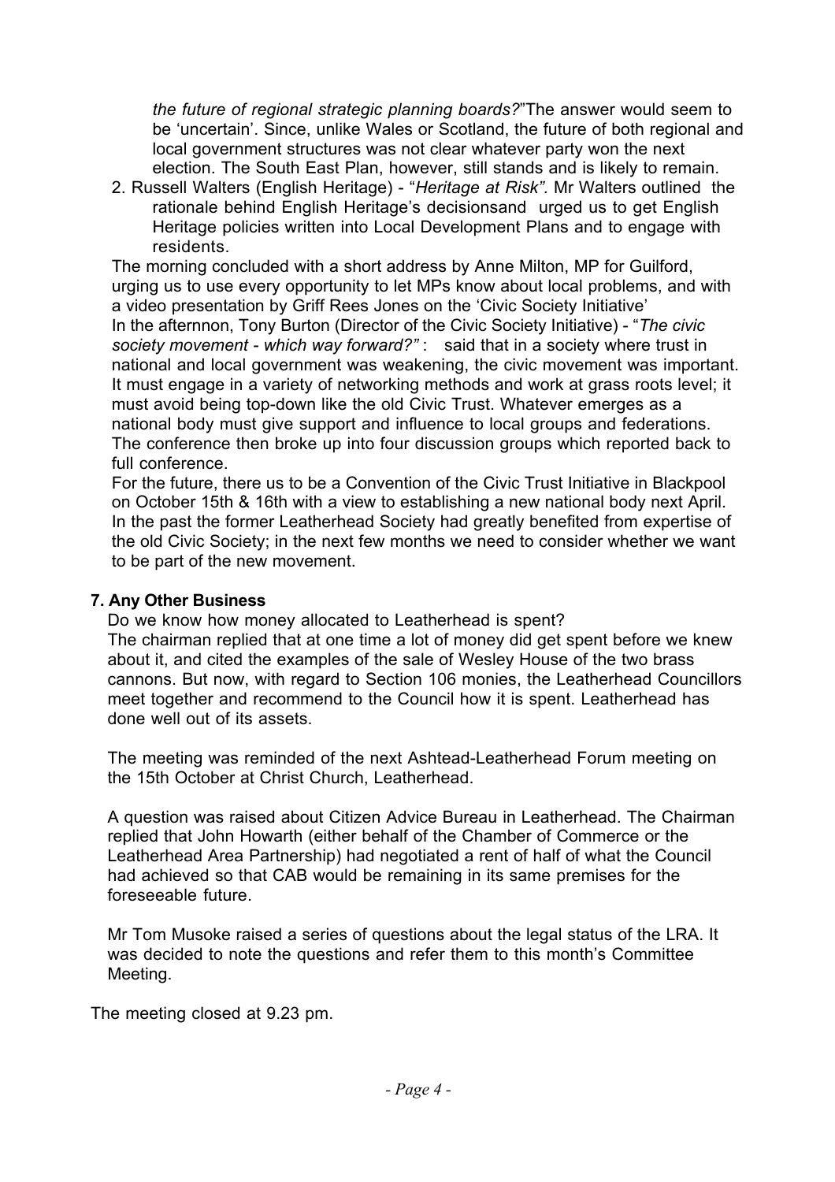*the future of regional strategic planning boards?*"The answer would seem to be 'uncertain'. Since, unlike Wales or Scotland, the future of both regional and local government structures was not clear whatever party won the next election. The South East Plan, however, still stands and is likely to remain.

2. Russell Walters (English Heritage) - "*Heritage at Risk"*. Mr Walters outlined the rationale behind English Heritage's decisionsand urged us to get English Heritage policies written into Local Development Plans and to engage with residents.

The morning concluded with a short address by Anne Milton, MP for Guilford, urging us to use every opportunity to let MPs know about local problems, and with a video presentation by Griff Rees Jones on the 'Civic Society Initiative'

In the afternnon, Tony Burton (Director of the Civic Society Initiative) - "*The civic society movement - which way forward?"* : said that in a society where trust in national and local government was weakening, the civic movement was important. It must engage in a variety of networking methods and work at grass roots level; it must avoid being top-down like the old Civic Trust. Whatever emerges as a national body must give support and influence to local groups and federations. The conference then broke up into four discussion groups which reported back to full conference.

For the future, there us to be a Convention of the Civic Trust Initiative in Blackpool on October 15th & 16th with a view to establishing a new national body next April. In the past the former Leatherhead Society had greatly benefited from expertise of the old Civic Society; in the next few months we need to consider whether we want to be part of the new movement.

**7. Any Other Business**

Do we know how money allocated to Leatherhead is spent?

The chairman replied that at one time a lot of money did get spent before we knew about it, and cited the examples of the sale of Wesley House of the two brass cannons. But now, with regard to Section 106 monies, the Leatherhead Councillors meet together and recommend to the Council how it is spent. Leatherhead has done well out of its assets.

The meeting was reminded of the next Ashtead-Leatherhead Forum meeting on the 15th October at Christ Church, Leatherhead.

A question was raised about Citizen Advice Bureau in Leatherhead. The Chairman replied that John Howarth (either behalf of the Chamber of Commerce or the Leatherhead Area Partnership) had negotiated a rent of half of what the Council had achieved so that CAB would be remaining in its same premises for the foreseeable future.

Mr Tom Musoke raised a series of questions about the legal status of the LRA. It was decided to note the questions and refer them to this month's Committee Meeting.

The meeting closed at 9.23 pm.